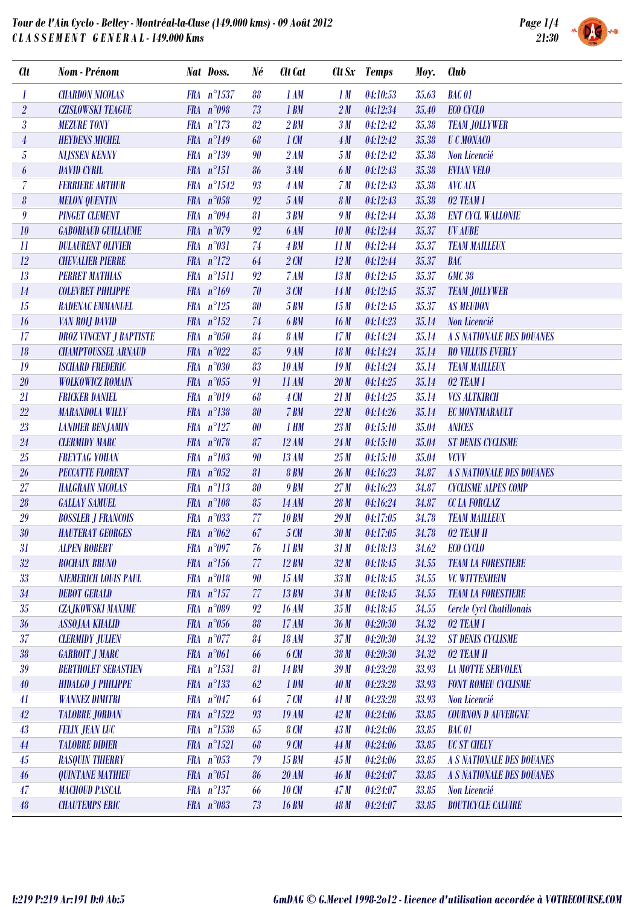# Tour de l'Ain Cyclo - Belley - Montréal-la-Cluse (149.000 kms) - 09 Août 2012

## C L A S S E M E N T   G E N E R A L - 149.000 Kms

| Clt | Nom - Prénom | Nat | Doss. | Né | Clt Cat | Clt Sx | Temps | Moy. | Club |
|---|---|---|---|---|---|---|---|---|---|
| 1 | CHARDON NICOLAS | FRA | n°1537 | 88 | 1 AM | 1 M | 04:10:53 | 35.63 | BAC 01 |
| 2 | CZISLOWSKI TEAGUE | FRA | n°098 | 73 | 1 BM | 2 M | 04:12:34 | 35.40 | ECO CYCLO |
| 3 | MEZURE TONY | FRA | n°173 | 82 | 2 BM | 3 M | 04:12:42 | 35.38 | TEAM JOLLYWER |
| 4 | HEYDENS MICHEL | FRA | n°149 | 68 | 1 CM | 4 M | 04:12:42 | 35.38 | U C MONACO |
| 5 | NIJSSEN KENNY | FRA | n°139 | 90 | 2 AM | 5 M | 04:12:42 | 35.38 | Non Licencié |
| 6 | DAVID CYRIL | FRA | n°151 | 86 | 3 AM | 6 M | 04:12:43 | 35.38 | EVIAN VELO |
| 7 | FERRIERE ARTHUR | FRA | n°1542 | 93 | 4 AM | 7 M | 04:12:43 | 35.38 | AVC AIX |
| 8 | MELON QUENTIN | FRA | n°058 | 92 | 5 AM | 8 M | 04:12:43 | 35.38 | 02 TEAM I |
| 9 | PINGET CLEMENT | FRA | n°094 | 81 | 3 BM | 9 M | 04:12:44 | 35.38 | ENT CYCL WALLONIE |
| 10 | GABORIAUD GUILLAUME | FRA | n°079 | 92 | 6 AM | 10 M | 04:12:44 | 35.37 | UV AUBE |
| 11 | DULAURENT OLIVIER | FRA | n°031 | 74 | 4 BM | 11 M | 04:12:44 | 35.37 | TEAM MAILLEUX |
| 12 | CHEVALIER PIERRE | FRA | n°172 | 64 | 2 CM | 12 M | 04:12:44 | 35.37 | BAC |
| 13 | PERRET MATHIAS | FRA | n°1511 | 92 | 7 AM | 13 M | 04:12:45 | 35.37 | GMC 38 |
| 14 | COLEVRET PHILIPPE | FRA | n°169 | 70 | 3 CM | 14 M | 04:12:45 | 35.37 | TEAM JOLLYWER |
| 15 | RADENAC EMMANUEL | FRA | n°125 | 80 | 5 BM | 15 M | 04:12:45 | 35.37 | AS MEUDON |
| 16 | VAN ROIJ DAVID | FRA | n°152 | 74 | 6 BM | 16 M | 04:14:23 | 35.14 | Non Licencié |
| 17 | DROZ VINCENT J BAPTISTE | FRA | n°050 | 84 | 8 AM | 17 M | 04:14:24 | 35.14 | A S NATIONALE DES DOUANES |
| 18 | CHAMPTOUSSEL ARNAUD | FRA | n°022 | 85 | 9 AM | 18 M | 04:14:24 | 35.14 | RO VILLUIS EVERLY |
| 19 | ISCHARD FREDERIC | FRA | n°030 | 83 | 10 AM | 19 M | 04:14:24 | 35.14 | TEAM MAILLEUX |
| 20 | WOLKOWICZ ROMAIN | FRA | n°055 | 91 | 11 AM | 20 M | 04:14:25 | 35.14 | 02 TEAM I |
| 21 | FRICKER DANIEL | FRA | n°019 | 68 | 4 CM | 21 M | 04:14:25 | 35.14 | VCS ALTKIRCH |
| 22 | MARANDOLA WILLY | FRA | n°138 | 80 | 7 BM | 22 M | 04:14:26 | 35.14 | EC MONTMARAULT |
| 23 | LANDIER BENJAMIN | FRA | n°127 | 00 | 1 HM | 23 M | 04:15:10 | 35.04 | ANICES |
| 24 | CLERMIDY MARC | FRA | n°078 | 87 | 12 AM | 24 M | 04:15:10 | 35.04 | ST DENIS CYCLISME |
| 25 | FREYTAG YOHAN | FRA | n°103 | 90 | 13 AM | 25 M | 04:15:10 | 35.04 | VCVV |
| 26 | PECCATTE FLORENT | FRA | n°052 | 81 | 8 BM | 26 M | 04:16:23 | 34.87 | A S NATIONALE DES DOUANES |
| 27 | HALGRAIN NICOLAS | FRA | n°113 | 80 | 9 BM | 27 M | 04:16:23 | 34.87 | CYCLISME ALPES COMP |
| 28 | GALLAY SAMUEL | FRA | n°108 | 85 | 14 AM | 28 M | 04:16:24 | 34.87 | CC LA FORCLAZ |
| 29 | BOSSLER J FRANCOIS | FRA | n°033 | 77 | 10 BM | 29 M | 04:17:05 | 34.78 | TEAM MAILLEUX |
| 30 | HAUTERAT GEORGES | FRA | n°062 | 67 | 5 CM | 30 M | 04:17:05 | 34.78 | 02 TEAM II |
| 31 | ALPEN ROBERT | FRA | n°097 | 76 | 11 BM | 31 M | 04:18:13 | 34.62 | ECO CYCLO |
| 32 | ROCHAIX BRUNO | FRA | n°156 | 77 | 12 BM | 32 M | 04:18:45 | 34.55 | TEAM LA FORESTIERE |
| 33 | NIEMERICH LOUIS PAUL | FRA | n°018 | 90 | 15 AM | 33 M | 04:18:45 | 34.55 | VC WITTENHEIM |
| 34 | DEBOT GERALD | FRA | n°157 | 77 | 13 BM | 34 M | 04:18:45 | 34.55 | TEAM LA FORESTIERE |
| 35 | CZAJKOWSKI MAXIME | FRA | n°089 | 92 | 16 AM | 35 M | 04:18:45 | 34.55 | Cercle Cycl Chatillonais |
| 36 | ASSOJAA KHALID | FRA | n°056 | 88 | 17 AM | 36 M | 04:20:30 | 34.32 | 02 TEAM I |
| 37 | CLERMIDY JULIEN | FRA | n°077 | 84 | 18 AM | 37 M | 04:20:30 | 34.32 | ST DENIS CYCLISME |
| 38 | GARROIT J MARC | FRA | n°061 | 66 | 6 CM | 38 M | 04:20:30 | 34.32 | 02 TEAM II |
| 39 | BERTHOLET SEBASTIEN | FRA | n°1531 | 81 | 14 BM | 39 M | 04:23:28 | 33.93 | LA MOTTE SERVOLEX |
| 40 | HIDALGO J PHILIPPE | FRA | n°133 | 62 | 1 DM | 40 M | 04:23:28 | 33.93 | FONT ROMEU CYCLISME |
| 41 | WANNEZ DIMITRI | FRA | n°047 | 64 | 7 CM | 41 M | 04:23:28 | 33.93 | Non Licencié |
| 42 | TALOBRE JORDAN | FRA | n°1522 | 93 | 19 AM | 42 M | 04:24:06 | 33.85 | COURNON D AUVERGNE |
| 43 | FELIX JEAN LUC | FRA | n°1538 | 65 | 8 CM | 43 M | 04:24:06 | 33.85 | BAC 01 |
| 44 | TALOBRE DIDIER | FRA | n°1521 | 68 | 9 CM | 44 M | 04:24:06 | 33.85 | UC ST CHELY |
| 45 | RASQUIN THIERRY | FRA | n°053 | 79 | 15 BM | 45 M | 04:24:06 | 33.85 | A S NATIONALE DES DOUANES |
| 46 | QUINTANE MATHIEU | FRA | n°051 | 86 | 20 AM | 46 M | 04:24:07 | 33.85 | A S NATIONALE DES DOUANES |
| 47 | MACHOUD PASCAL | FRA | n°137 | 66 | 10 CM | 47 M | 04:24:07 | 33.85 | Non Licencié |
| 48 | CHAUTEMPS ERIC | FRA | n°083 | 73 | 16 BM | 48 M | 04:24:07 | 33.85 | BOUTICYCLE CALUIRE |

I:219 P:219 Ar:191 D:0 Ab:5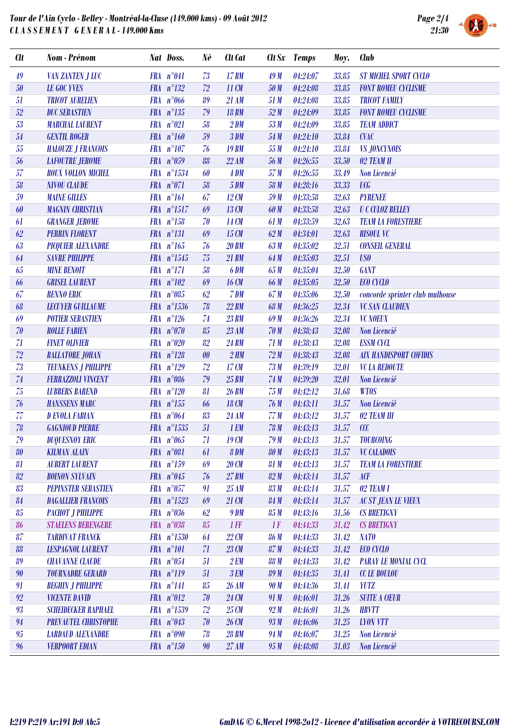Tour de l'Ain Cyclo - Belley - Montréal-la-Cluse (149.000 kms) - 09 Août 2012
C L A S S E M E N T  G E N E R A L - 149.000 Kms

| Clt | Nom - Prénom | Nat | Doss. | Né | Clt Cat | Clt Sx | Temps | Moy. | Club |
|---|---|---|---|---|---|---|---|---|---|
| 49 | VAN ZANTEN J LUC | FRA | n°041 | 73 | 17 BM | 49 M | 04:24:07 | 33.85 | ST MICHEL SPORT CYCLO |
| 50 | LE GOC YVES | FRA | n°132 | 72 | 11 CM | 50 M | 04:24:08 | 33.85 | FONT ROMEU CYCLISME |
| 51 | TRICOT AURELIEN | FRA | n°066 | 89 | 21 AM | 51 M | 04:24:08 | 33.85 | TRICOT FAMILY |
| 52 | DUC SEBASTIEN | FRA | n°135 | 79 | 18 BM | 52 M | 04:24:09 | 33.85 | FONT ROMEU CYCLISME |
| 53 | MARCHAL LAURENT | FRA | n°021 | 58 | 2 DM | 53 M | 04:24:09 | 33.85 | TEAM ADDICT |
| 54 | GENTIL ROGER | FRA | n°160 | 59 | 3 DM | 54 M | 04:24:10 | 33.84 | CVAC |
| 55 | HALOUZE J FRANCOIS | FRA | n°107 | 76 | 19 BM | 55 M | 04:24:10 | 33.84 | VS JONCYNOIS |
| 56 | LAFOUTRE JEROME | FRA | n°059 | 88 | 22 AM | 56 M | 04:26:55 | 33.50 | 02 TEAM II |
| 57 | ROUX VOLLON MICHEL | FRA | n°1534 | 60 | 4 DM | 57 M | 04:26:55 | 33.49 | Non Licencié |
| 58 | NIVOU CLAUDE | FRA | n°071 | 58 | 5 DM | 58 M | 04:28:16 | 33.33 | UCG |
| 59 | MAINE GILLES | FRA | n°161 | 67 | 12 CM | 59 M | 04:33:58 | 32.63 | PYRENEE |
| 60 | MAGNIN CHRISTIAN | FRA | n°1517 | 69 | 13 CM | 60 M | 04:33:58 | 32.63 | U C CULOZ BELLEY |
| 61 | GRANGER JEROME | FRA | n°158 | 70 | 14 CM | 61 M | 04:33:59 | 32.63 | TEAM LA FORESTIERE |
| 62 | PERRIN FLORENT | FRA | n°131 | 69 | 15 CM | 62 M | 04:34:01 | 32.63 | RISOUL VC |
| 63 | PICQUIER ALEXANDRE | FRA | n°165 | 76 | 20 BM | 63 M | 04:35:02 | 32.51 | CONSEIL GENERAL |
| 64 | SAVRE PHILIPPE | FRA | n°1545 | 75 | 21 BM | 64 M | 04:35:03 | 32.51 | USO |
| 65 | MINE BENOIT | FRA | n°171 | 58 | 6 DM | 65 M | 04:35:04 | 32.50 | GANT |
| 66 | GRISEL LAURENT | FRA | n°102 | 69 | 16 CM | 66 M | 04:35:05 | 32.50 | ECO CYCLO |
| 67 | RENNO ERIC | FRA | n°085 | 62 | 7 DM | 67 M | 04:35:06 | 32.50 | concorde sprinter club mulhouse |
| 68 | LECUYER GUILLAUME | FRA | n°1536 | 78 | 22 BM | 68 M | 04:36:25 | 32.34 | VC SAN CLAUDIEN |
| 69 | POTIER SEBASTIEN | FRA | n°126 | 74 | 23 BM | 69 M | 04:36:26 | 32.34 | VC NOEUX |
| 70 | ROLLE FABIEN | FRA | n°070 | 85 | 23 AM | 70 M | 04:38:43 | 32.08 | Non Licencié |
| 71 | FINET OLIVIER | FRA | n°020 | 82 | 24 BM | 71 M | 04:38:43 | 32.08 | ESSM CYCL |
| 72 | BALLATORE JOHAN | FRA | n°128 | 00 | 2 HM | 72 M | 04:38:43 | 32.08 | AIX HANDISPORT COFIDIS |
| 73 | TEUNKENS J PHILIPPE | FRA | n°129 | 72 | 17 CM | 73 M | 04:39:19 | 32.01 | VC LA REDOUTE |
| 74 | FERRAZZOLI VINCENT | FRA | n°086 | 79 | 25 BM | 74 M | 04:39:20 | 32.01 | Non Licencié |
| 75 | LUBBERS BAREND | FRA | n°120 | 81 | 26 BM | 75 M | 04:42:12 | 31.68 | WTOS |
| 76 | HANSSENS MARC | FRA | n°155 | 66 | 18 CM | 76 M | 04:43:11 | 31.57 | Non Licencié |
| 77 | D EVOLA FABIAN | FRA | n°064 | 83 | 24 AM | 77 M | 04:43:12 | 31.57 | 02 TEAM III |
| 78 | GAGNIOUD PIERRE | FRA | n°1535 | 51 | 1 EM | 78 M | 04:43:13 | 31.57 | CCC |
| 79 | DUQUESNOY ERIC | FRA | n°065 | 71 | 19 CM | 79 M | 04:43:13 | 31.57 | TOURCOING |
| 80 | KILMAN ALAIN | FRA | n°081 | 61 | 8 DM | 80 M | 04:43:13 | 31.57 | VC CALADOIS |
| 81 | AUBERT LAURENT | FRA | n°159 | 69 | 20 CM | 81 M | 04:43:13 | 31.57 | TEAM LA FORESTIERE |
| 82 | BOINON SYLVAIN | FRA | n°045 | 76 | 27 BM | 82 M | 04:43:14 | 31.57 | ACF |
| 83 | PEPINSTER SEBASTIEN | FRA | n°057 | 91 | 25 AM | 83 M | 04:43:14 | 31.57 | 02 TEAM I |
| 84 | DAGALLIER FRANCOIS | FRA | n°1523 | 69 | 21 CM | 84 M | 04:43:14 | 31.57 | AC ST JEAN LE VIEUX |
| 85 | PACHOT J PHILIPPE | FRA | n°036 | 62 | 9 DM | 85 M | 04:43:16 | 31.56 | CS BRETIGNY |
| 86 | STAELENS BERENGERE | FRA | n°038 | 85 | 1 FF | 1 F | 04:44:33 | 31.42 | CS BRETIGNY |
| 87 | TARDIVAT FRANCK | FRA | n°1530 | 64 | 22 CM | 86 M | 04:44:33 | 31.42 | NATO |
| 88 | LESPAGNOL LAURENT | FRA | n°101 | 71 | 23 CM | 87 M | 04:44:33 | 31.42 | ECO CYCLO |
| 89 | CHAVANNE CLAUDE | FRA | n°054 | 51 | 2 EM | 88 M | 04:44:33 | 31.42 | PARAY LE MONIAL CYCL |
| 90 | TOURNADRE GERARD | FRA | n°119 | 51 | 3 EM | 89 M | 04:44:35 | 31.41 | CC LE BOULOU |
| 91 | BEGHIN J PHILIPPE | FRA | n°141 | 85 | 26 AM | 90 M | 04:44:36 | 31.41 | YUTZ |
| 92 | VICENTE DAVID | FRA | n°012 | 70 | 24 CM | 91 M | 04:46:01 | 31.26 | SUITE A CŒUR |
| 93 | SCHEIDECKER RAPHAEL | FRA | n°1539 | 72 | 25 CM | 92 M | 04:46:01 | 31.26 | HBVTT |
| 94 | PREVAUTEL CHRISTOPHE | FRA | n°043 | 70 | 26 CM | 93 M | 04:46:06 | 31.25 | LYON VTT |
| 95 | LARDAUD ALEXANDRE | FRA | n°090 | 78 | 28 BM | 94 M | 04:46:07 | 31.25 | Non Licencié |
| 96 | VERPOORT EDIAN | FRA | n°150 | 90 | 27 AM | 95 M | 04:48:08 | 31.03 | Non Licencié |

I:219 P:219 Ar:191 D:0 Ab:5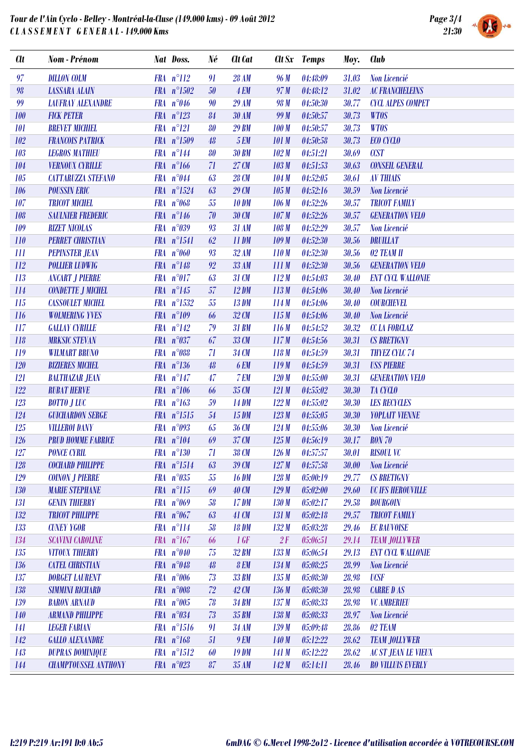# Tour de l'Ain Cyclo - Belley - Montréal-la-Cluse (149.000 kms) - 09 Août 2012

## CLASSEMENT GENERAL - 149.000 Kms

| Clt | Nom - Prénom | Nat | Doss. | Né | Clt Cat | Clt Sx | Temps | Moy. | Club |
|---|---|---|---|---|---|---|---|---|---|
| 97 | DILLON COLM | FRA | n°112 | 91 | 28 AM | 96 M | 04:48:09 | 31.03 | Non Licencié |
| 98 | LASSARA ALAIN | FRA | n°1502 | 50 | 4 EM | 97 M | 04:48:12 | 31.02 | AC FRANCHELEINS |
| 99 | LAUFRAY ALEXANDRE | FRA | n°046 | 90 | 29 AM | 98 M | 04:50:30 | 30.77 | CYCL ALPES COMPET |
| 100 | FICK PETER | FRA | n°123 | 84 | 30 AM | 99 M | 04:50:57 | 30.73 | WTOS |
| 101 | BREVET MICHIEL | FRA | n°121 | 80 | 29 BM | 100 M | 04:50:57 | 30.73 | WTOS |
| 102 | FRANCOIS PATRICK | FRA | n°1509 | 48 | 5 EM | 101 M | 04:50:58 | 30.73 | ECO CYCLO |
| 103 | LEGROS MATHIEU | FRA | n°144 | 80 | 30 BM | 102 M | 04:51:21 | 30.69 | CCST |
| 104 | VERNOUX CYRILLE | FRA | n°166 | 71 | 27 CM | 103 M | 04:51:53 | 30.63 | CONSEIL GENERAL |
| 105 | CATTARUZZA STEFANO | FRA | n°044 | 63 | 28 CM | 104 M | 04:52:05 | 30.61 | AV THIAIS |
| 106 | POUSSIN ERIC | FRA | n°1524 | 63 | 29 CM | 105 M | 04:52:16 | 30.59 | Non Licencié |
| 107 | TRICOT MICHEL | FRA | n°068 | 55 | 10 DM | 106 M | 04:52:26 | 30.57 | TRICOT FAMILY |
| 108 | SAULNIER FREDERIC | FRA | n°146 | 70 | 30 CM | 107 M | 04:52:26 | 30.57 | GENERATION VELO |
| 109 | RIZET NICOLAS | FRA | n°039 | 93 | 31 AM | 108 M | 04:52:29 | 30.57 | Non Licencié |
| 110 | PERRET CHRISTIAN | FRA | n°1541 | 62 | 11 DM | 109 M | 04:52:30 | 30.56 | DRUILLAT |
| 111 | PEPINSTER JEAN | FRA | n°060 | 93 | 32 AM | 110 M | 04:52:30 | 30.56 | 02 TEAM II |
| 112 | POLLIER LUDWIG | FRA | n°148 | 92 | 33 AM | 111 M | 04:52:30 | 30.56 | GENERATION VELO |
| 113 | ANCART J PIERRE | FRA | n°017 | 63 | 31 CM | 112 M | 04:54:03 | 30.40 | ENT CYCL WALLONIE |
| 114 | CONDETTE J MICHEL | FRA | n°145 | 57 | 12 DM | 113 M | 04:54:06 | 30.40 | Non Licencié |
| 115 | CASSOULET MICHEL | FRA | n°1532 | 55 | 13 DM | 114 M | 04:54:06 | 30.40 | COURCHEVEL |
| 116 | WOLMERING YVES | FRA | n°109 | 66 | 32 CM | 115 M | 04:54:06 | 30.40 | Non Licencié |
| 117 | GALLAY CYRILLE | FRA | n°142 | 79 | 31 BM | 116 M | 04:54:52 | 30.32 | CC LA FORCLAZ |
| 118 | MRKSIC STEVAN | FRA | n°037 | 67 | 33 CM | 117 M | 04:54:56 | 30.31 | CS BRETIGNY |
| 119 | WILMART BRUNO | FRA | n°088 | 71 | 34 CM | 118 M | 04:54:59 | 30.31 | THYEZ CYLC 74 |
| 120 | BIZIERES MICHEL | FRA | n°136 | 48 | 6 EM | 119 M | 04:54:59 | 30.31 | USS PIERRE |
| 121 | BALTHAZAR JEAN | FRA | n°147 | 47 | 7 EM | 120 M | 04:55:00 | 30.31 | GENERATION VELO |
| 122 | RUBAT HERVE | FRA | n°106 | 66 | 35 CM | 121 M | 04:55:02 | 30.30 | TA CYCLO |
| 123 | BOTTO J LUC | FRA | n°163 | 59 | 14 DM | 122 M | 04:55:02 | 30.30 | LES RECYCLES |
| 124 | GUICHARDON SERGE | FRA | n°1515 | 54 | 15 DM | 123 M | 04:55:05 | 30.30 | YOPLAIT VIENNE |
| 125 | VILLEROI DANY | FRA | n°093 | 65 | 36 CM | 124 M | 04:55:06 | 30.30 | Non Licencié |
| 126 | PRUD HOMME FABRICE | FRA | n°104 | 69 | 37 CM | 125 M | 04:56:19 | 30.17 | RON 70 |
| 127 | PONCE CYRIL | FRA | n°130 | 71 | 38 CM | 126 M | 04:57:57 | 30.01 | RISOUL VC |
| 128 | COCHARD PHILIPPE | FRA | n°1514 | 63 | 39 CM | 127 M | 04:57:58 | 30.00 | Non Licencié |
| 129 | COINON J PIERRE | FRA | n°035 | 55 | 16 DM | 128 M | 05:00:19 | 29.77 | CS BRETIGNY |
| 130 | MARIE STEPHANE | FRA | n°115 | 69 | 40 CM | 129 M | 05:02:00 | 29.60 | UC IFS HEROUVILLE |
| 131 | GENIN THIERRY | FRA | n°069 | 58 | 17 DM | 130 M | 05:02:17 | 29.58 | BOURGOIN |
| 132 | TRICOT PHILIPPE | FRA | n°067 | 63 | 41 CM | 131 M | 05:02:18 | 29.57 | TRICOT FAMILY |
| 133 | CUNEY YGOR | FRA | n°114 | 58 | 18 DM | 132 M | 05:03:28 | 29.46 | EC BAUVOISE |
| 134 | SCAVINI CAROLINE | FRA | n°167 | 66 | 1 GF | 2 F | 05:06:51 | 29.14 | TEAM JOLLYWER |
| 135 | VITOUX THIERRY | FRA | n°040 | 75 | 32 BM | 133 M | 05:06:54 | 29.13 | ENT CYCL WALLONIE |
| 136 | CATEL CHRISTIAN | FRA | n°048 | 48 | 8 EM | 134 M | 05:08:25 | 28.99 | Non Licencié |
| 137 | DORGET LAURENT | FRA | n°006 | 73 | 33 BM | 135 M | 05:08:30 | 28.98 | UCSF |
| 138 | SIMMINI RICHARD | FRA | n°008 | 72 | 42 CM | 136 M | 05:08:30 | 28.98 | CARRE D AS |
| 139 | BARON ARNAUD | FRA | n°005 | 78 | 34 BM | 137 M | 05:08:33 | 28.98 | VC AMBERIEU |
| 140 | ARMAND PHILIPPE | FRA | n°034 | 73 | 35 BM | 138 M | 05:08:33 | 28.97 | Non Licencié |
| 141 | LEGER FABIAN | FRA | n°1516 | 91 | 34 AM | 139 M | 05:09:48 | 28.86 | 02 TEAM |
| 142 | GALLO ALEXANDRE | FRA | n°168 | 51 | 9 EM | 140 M | 05:12:22 | 28.62 | TEAM JOLLYWER |
| 143 | DUPRAS DOMINIQUE | FRA | n°1512 | 60 | 19 DM | 141 M | 05:12:22 | 28.62 | AC ST JEAN LE VIEUX |
| 144 | CHAMPTOUSSEL ANTHONY | FRA | n°023 | 87 | 35 AM | 142 M | 05:14:11 | 28.46 | RO VILLUIS EVERLY |

I:219 P:219 Ar:191 D:0 Ab:5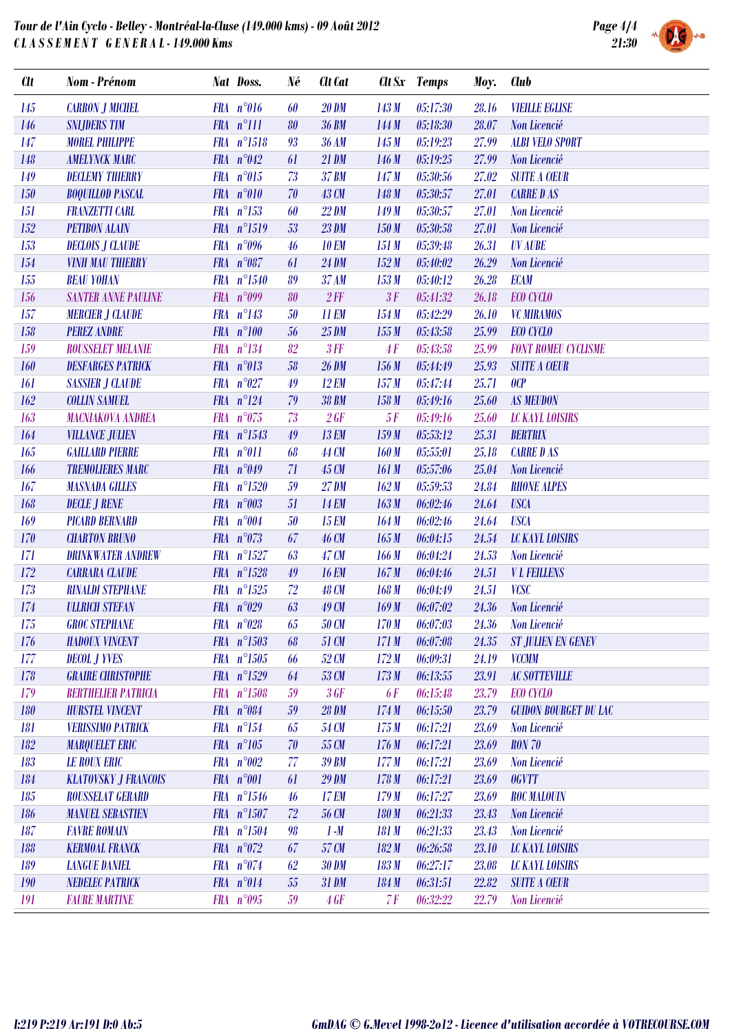# Tour de l'Ain Cyclo - Belley - Montréal-la-Cluse (149.000 kms) - 09 Août 2012

## C L A S S E M E N T   G E N E R A L - 149.000 Kms

| Clt | Nom - Prénom | Nat | Doss. | Né | Clt Cat | Clt Sx | Temps | Moy. | Club |
|---|---|---|---|---|---|---|---|---|---|
| 145 | CARRON J MICHEL | FRA | n°016 | 60 | 20 DM | 143 M | 05:17:30 | 28.16 | VIEILLE EGLISE |
| 146 | SNIJDERS TIM | FRA | n°111 | 80 | 36 BM | 144 M | 05:18:30 | 28.07 | Non Licencié |
| 147 | MOREL PHILIPPE | FRA | n°1518 | 93 | 36 AM | 145 M | 05:19:23 | 27.99 | ALBI VELO SPORT |
| 148 | AMELYNCK MARC | FRA | n°042 | 61 | 21 DM | 146 M | 05:19:25 | 27.99 | Non Licencié |
| 149 | DECLEMY THIERRY | FRA | n°015 | 73 | 37 BM | 147 M | 05:30:56 | 27.02 | SUITE A CŒUR |
| 150 | BOQUILLOD PASCAL | FRA | n°010 | 70 | 43 CM | 148 M | 05:30:57 | 27.01 | CARRE D AS |
| 151 | FRANZETTI CARL | FRA | n°153 | 60 | 22 DM | 149 M | 05:30:57 | 27.01 | Non Licencié |
| 152 | PETIBON ALAIN | FRA | n°1519 | 53 | 23 DM | 150 M | 05:30:58 | 27.01 | Non Licencié |
| 153 | DECLOIS J CLAUDE | FRA | n°096 | 46 | 10 EM | 151 M | 05:39:48 | 26.31 | UV AUBE |
| 154 | VINH MAU THIERRY | FRA | n°087 | 61 | 24 DM | 152 M | 05:40:02 | 26.29 | Non Licencié |
| 155 | BEAU YOHAN | FRA | n°1540 | 89 | 37 AM | 153 M | 05:40:12 | 26.28 | ECAM |
| 156 | SANTER ANNE PAULINE | FRA | n°099 | 80 | 2 FF | 3 F | 05:41:32 | 26.18 | ECO CYCLO |
| 157 | MERCIER J CLAUDE | FRA | n°143 | 50 | 11 EM | 154 M | 05:42:29 | 26.10 | VC MIRAMOS |
| 158 | PEREZ ANDRE | FRA | n°100 | 56 | 25 DM | 155 M | 05:43:58 | 25.99 | ECO CYCLO |
| 159 | ROUSSELET MELANIE | FRA | n°134 | 82 | 3 FF | 4 F | 05:43:58 | 25.99 | FONT ROMEU CYCLISME |
| 160 | DESFARGES PATRICK | FRA | n°013 | 58 | 26 DM | 156 M | 05:44:49 | 25.93 | SUITE A CŒUR |
| 161 | SASSIER J CLAUDE | FRA | n°027 | 49 | 12 EM | 157 M | 05:47:44 | 25.71 | OCP |
| 162 | COLLIN SAMUEL | FRA | n°124 | 79 | 38 BM | 158 M | 05:49:16 | 25.60 | AS MEUDON |
| 163 | MACNIAKOVA ANDREA | FRA | n°075 | 73 | 2 GF | 5 F | 05:49:16 | 25.60 | LC KAYL LOISIRS |
| 164 | VILLANCE JULIEN | FRA | n°1543 | 49 | 13 EM | 159 M | 05:53:12 | 25.31 | BERTRIX |
| 165 | GAILLARD PIERRE | FRA | n°011 | 68 | 44 CM | 160 M | 05:55:01 | 25.18 | CARRE D AS |
| 166 | TREMOLIERES MARC | FRA | n°049 | 71 | 45 CM | 161 M | 05:57:06 | 25.04 | Non Licencié |
| 167 | MASNADA GILLES | FRA | n°1520 | 59 | 27 DM | 162 M | 05:59:53 | 24.84 | RHONE ALPES |
| 168 | DECLE J RENE | FRA | n°003 | 51 | 14 EM | 163 M | 06:02:46 | 24.64 | USCA |
| 169 | PICARD BERNARD | FRA | n°004 | 50 | 15 EM | 164 M | 06:02:46 | 24.64 | USCA |
| 170 | CHARTON BRUNO | FRA | n°073 | 67 | 46 CM | 165 M | 06:04:15 | 24.54 | LC KAYL LOISIRS |
| 171 | DRINKWATER ANDREW | FRA | n°1527 | 63 | 47 CM | 166 M | 06:04:24 | 24.53 | Non Licencié |
| 172 | CARRARA CLAUDE | FRA | n°1528 | 49 | 16 EM | 167 M | 06:04:46 | 24.51 | V L FEILLENS |
| 173 | RINALDI STEPHANE | FRA | n°1525 | 72 | 48 CM | 168 M | 06:04:49 | 24.51 | VCSC |
| 174 | ULLRICH STEFAN | FRA | n°029 | 63 | 49 CM | 169 M | 06:07:02 | 24.36 | Non Licencié |
| 175 | GROC STEPHANE | FRA | n°028 | 65 | 50 CM | 170 M | 06:07:03 | 24.36 | Non Licencié |
| 176 | HADOUX VINCENT | FRA | n°1503 | 68 | 51 CM | 171 M | 06:07:08 | 24.35 | ST JULIEN EN GENEV |
| 177 | DECOL J YVES | FRA | n°1505 | 66 | 52 CM | 172 M | 06:09:31 | 24.19 | VCCMM |
| 178 | GRAIRE CHRISTOPHE | FRA | n°1529 | 64 | 53 CM | 173 M | 06:13:55 | 23.91 | AC SOTTEVILLE |
| 179 | BERTHELIER PATRICIA | FRA | n°1508 | 59 | 3 GF | 6 F | 06:15:48 | 23.79 | ECO CYCLO |
| 180 | HURSTEL VINCENT | FRA | n°084 | 59 | 28 DM | 174 M | 06:15:50 | 23.79 | GUIDON BOURGET DU LAC |
| 181 | VERISSIMO PATRICK | FRA | n°154 | 65 | 54 CM | 175 M | 06:17:21 | 23.69 | Non Licencié |
| 182 | MARQUELET ERIC | FRA | n°105 | 70 | 55 CM | 176 M | 06:17:21 | 23.69 | RON 70 |
| 183 | LE ROUX ERIC | FRA | n°002 | 77 | 39 BM | 177 M | 06:17:21 | 23.69 | Non Licencié |
| 184 | KLATOVSKY J FRANCOIS | FRA | n°001 | 61 | 29 DM | 178 M | 06:17:21 | 23.69 | OGVTT |
| 185 | ROUSSELAT GERARD | FRA | n°1546 | 46 | 17 EM | 179 M | 06:17:27 | 23.69 | ROC MALOUIN |
| 186 | MANUEL SEBASTIEN | FRA | n°1507 | 72 | 56 CM | 180 M | 06:21:33 | 23.43 | Non Licencié |
| 187 | FAVRE ROMAIN | FRA | n°1504 | 98 | 1 -M | 181 M | 06:21:33 | 23.43 | Non Licencié |
| 188 | KERMOAL FRANCK | FRA | n°072 | 67 | 57 CM | 182 M | 06:26:58 | 23.10 | LC KAYL LOISIRS |
| 189 | LANGUE DANIEL | FRA | n°074 | 62 | 30 DM | 183 M | 06:27:17 | 23.08 | LC KAYL LOISIRS |
| 190 | NEDELEC PATRICK | FRA | n°014 | 55 | 31 DM | 184 M | 06:31:51 | 22.82 | SUITE A CŒUR |
| 191 | FAURE MARTINE | FRA | n°095 | 59 | 4 GF | 7 F | 06:32:22 | 22.79 | Non Licencié |

I:219 P:219 Ar:191 D:0 Ab:5

GmDAG © G.Mevel 1998-2o12 - Licence d'utilisation accordée à VOTRECOURSE.COM